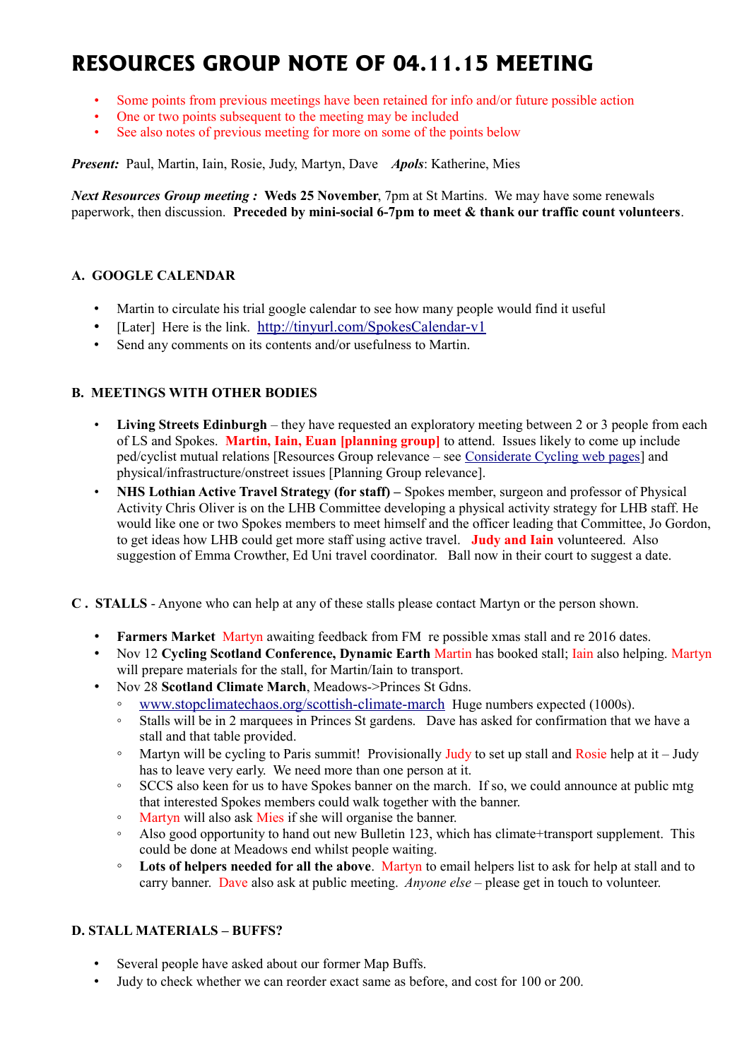# RESOURCES GROUP NOTE OF 04.11.15 MEETING

- Some points from previous meetings have been retained for info and/or future possible action
- One or two points subsequent to the meeting may be included
- See also notes of previous meeting for more on some of the points below

***Present:*** Paul, Martin, Iain, Rosie, Judy, Martyn, Dave ***Apols***: Katherine, Mies

***Next Resources Group meeting :*** **Weds 25 November**, 7pm at St Martins. We may have some renewals paperwork, then discussion. **Preceded by mini-social 6-7pm to meet & thank our traffic count volunteers**.

### A. GOOGLE CALENDAR

- Martin to circulate his trial google calendar to see how many people would find it useful
- [Later] Here is the link. http://tinyurl.com/SpokesCalendar-v1
- Send any comments on its contents and/or usefulness to Martin.

### B. MEETINGS WITH OTHER BODIES

- **Living Streets Edinburgh** – they have requested an exploratory meeting between 2 or 3 people from each of LS and Spokes. **Martin, Iain, Euan [planning group]** to attend. Issues likely to come up include ped/cyclist mutual relations [Resources Group relevance – see Considerate Cycling web pages] and physical/infrastructure/onstreet issues [Planning Group relevance].
- **NHS Lothian Active Travel Strategy (for staff) –** Spokes member, surgeon and professor of Physical Activity Chris Oliver is on the LHB Committee developing a physical activity strategy for LHB staff. He would like one or two Spokes members to meet himself and the officer leading that Committee, Jo Gordon, to get ideas how LHB could get more staff using active travel. **Judy and Iain** volunteered. Also suggestion of Emma Crowther, Ed Uni travel coordinator. Ball now in their court to suggest a date.

### C . STALLS - Anyone who can help at any of these stalls please contact Martyn or the person shown.

- **Farmers Market** Martyn awaiting feedback from FM re possible xmas stall and re 2016 dates.
- Nov 12 **Cycling Scotland Conference, Dynamic Earth** Martin has booked stall; Iain also helping. Martyn will prepare materials for the stall, for Martin/Iain to transport.
- Nov 28 **Scotland Climate March**, Meadows->Princes St Gdns.
  - www.stopclimatechaos.org/scottish-climate-march Huge numbers expected (1000s).
  - Stalls will be in 2 marquees in Princes St gardens. Dave has asked for confirmation that we have a stall and that table provided.
  - Martyn will be cycling to Paris summit! Provisionally Judy to set up stall and Rosie help at it – Judy has to leave very early. We need more than one person at it.
  - SCCS also keen for us to have Spokes banner on the march. If so, we could announce at public mtg that interested Spokes members could walk together with the banner.
  - Martyn will also ask Mies if she will organise the banner.
  - Also good opportunity to hand out new Bulletin 123, which has climate+transport supplement. This could be done at Meadows end whilst people waiting.
  - **Lots of helpers needed for all the above**. Martyn to email helpers list to ask for help at stall and to carry banner. Dave also ask at public meeting. *Anyone else* – please get in touch to volunteer.

### D. STALL MATERIALS – BUFFS?

- Several people have asked about our former Map Buffs.
- Judy to check whether we can reorder exact same as before, and cost for 100 or 200.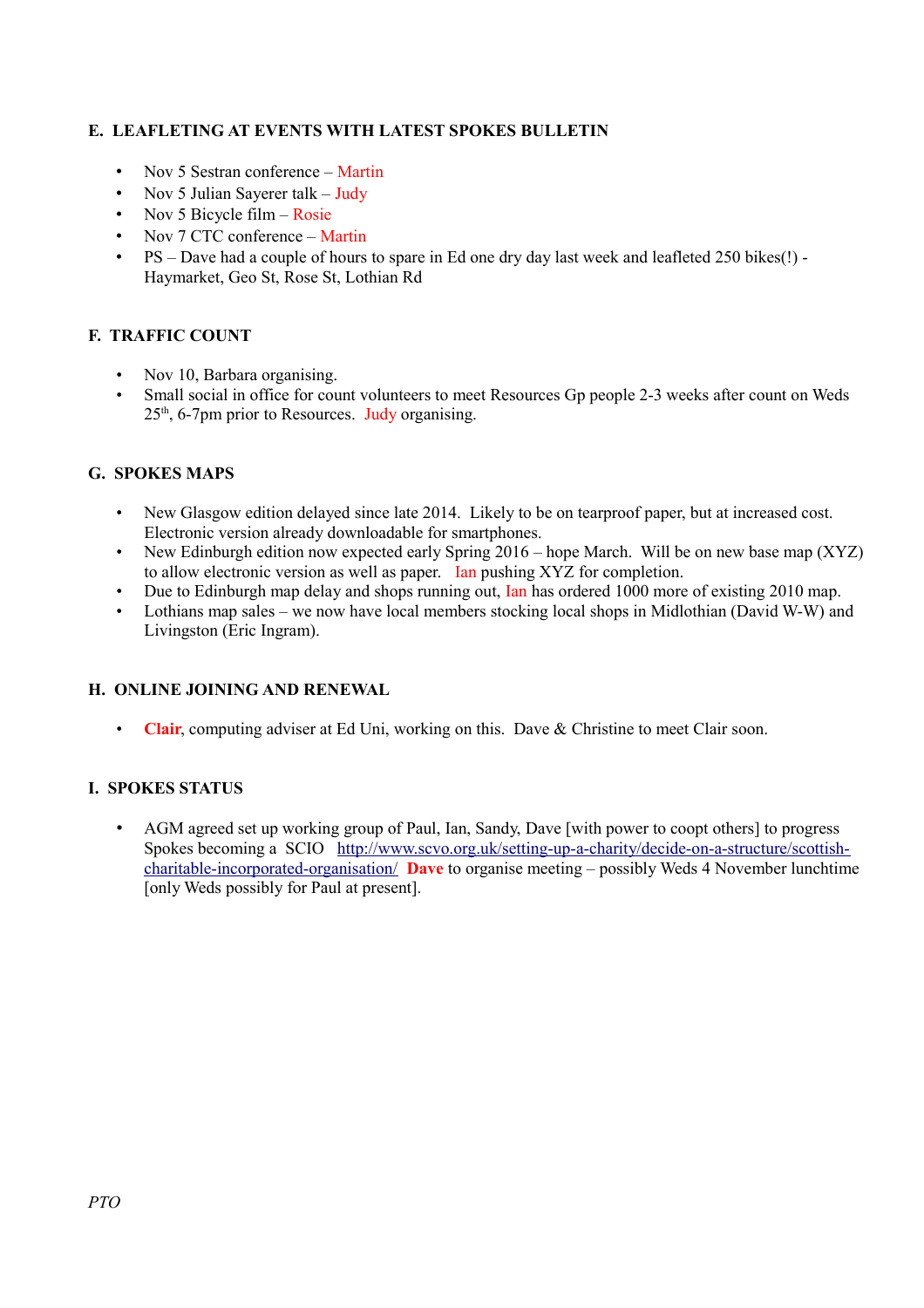## E. LEAFLETING AT EVENTS WITH LATEST SPOKES BULLETIN

- Nov 5 Sestran conference – Martin
- Nov 5 Julian Sayerer talk – Judy
- Nov 5 Bicycle film – Rosie
- Nov 7 CTC conference – Martin
- PS – Dave had a couple of hours to spare in Ed one dry day last week and leafleted 250 bikes(!) - Haymarket, Geo St, Rose St, Lothian Rd

## F. TRAFFIC COUNT

- Nov 10, Barbara organising.
- Small social in office for count volunteers to meet Resources Gp people 2-3 weeks after count on Weds 25th, 6-7pm prior to Resources. Judy organising.

## G. SPOKES MAPS

- New Glasgow edition delayed since late 2014. Likely to be on tearproof paper, but at increased cost. Electronic version already downloadable for smartphones.
- New Edinburgh edition now expected early Spring 2016 – hope March. Will be on new base map (XYZ) to allow electronic version as well as paper. Ian pushing XYZ for completion.
- Due to Edinburgh map delay and shops running out, Ian has ordered 1000 more of existing 2010 map.
- Lothians map sales – we now have local members stocking local shops in Midlothian (David W-W) and Livingston (Eric Ingram).

## H. ONLINE JOINING AND RENEWAL

- **Clair**, computing adviser at Ed Uni, working on this. Dave & Christine to meet Clair soon.

## I. SPOKES STATUS

- AGM agreed set up working group of Paul, Ian, Sandy, Dave [with power to coopt others] to progress Spokes becoming a SCIO http://www.scvo.org.uk/setting-up-a-charity/decide-on-a-structure/scottish-charitable-incorporated-organisation/ **Dave** to organise meeting – possibly Weds 4 November lunchtime [only Weds possibly for Paul at present].

*PTO*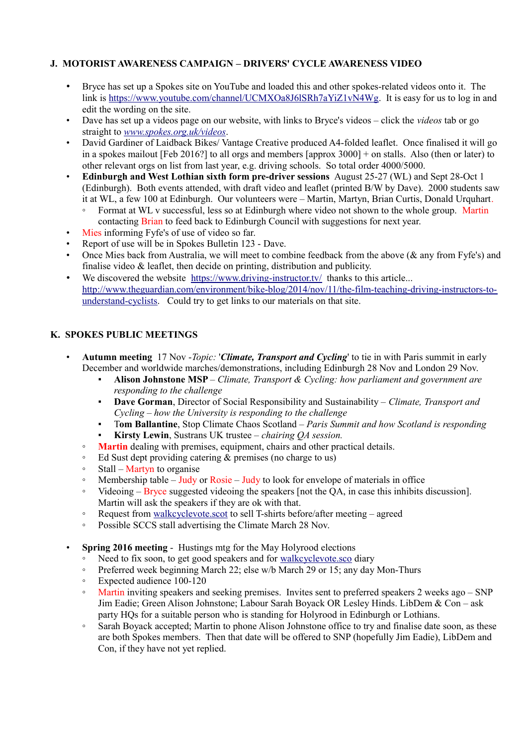## J. MOTORIST AWARENESS CAMPAIGN – DRIVERS' CYCLE AWARENESS VIDEO

- Bryce has set up a Spokes site on YouTube and loaded this and other spokes-related videos onto it. The link is https://www.youtube.com/channel/UCMXOa8J6lSRh7aYiZ1vN4Wg. It is easy for us to log in and edit the wording on the site.
- Dave has set up a videos page on our website, with links to Bryce's videos – click the *videos* tab or go straight to *www.spokes.org.uk/videos*.
- David Gardiner of Laidback Bikes/ Vantage Creative produced A4-folded leaflet. Once finalised it will go in a spokes mailout [Feb 2016?] to all orgs and members [approx 3000] + on stalls. Also (then or later) to other relevant orgs on list from last year, e.g. driving schools. So total order 4000/5000.
- **Edinburgh and West Lothian sixth form pre-driver sessions** August 25-27 (WL) and Sept 28-Oct 1 (Edinburgh). Both events attended, with draft video and leaflet (printed B/W by Dave). 2000 students saw it at WL, a few 100 at Edinburgh. Our volunteers were – Martin, Martyn, Brian Curtis, Donald Urquhart.
  - Format at WL v successful, less so at Edinburgh where video not shown to the whole group. Martin contacting Brian to feed back to Edinburgh Council with suggestions for next year.
- Mies informing Fyfe's of use of video so far.
- Report of use will be in Spokes Bulletin 123 - Dave.
- Once Mies back from Australia, we will meet to combine feedback from the above (& any from Fyfe's) and finalise video & leaflet, then decide on printing, distribution and publicity.
- We discovered the website https://www.driving-instructor.tv/ thanks to this article... http://www.theguardian.com/environment/bike-blog/2014/nov/11/the-film-teaching-driving-instructors-to-understand-cyclists. Could try to get links to our materials on that site.

## K. SPOKES PUBLIC MEETINGS

- **Autumn meeting** 17 Nov -*Topic:* '***Climate, Transport and Cycling***' to tie in with Paris summit in early December and worldwide marches/demonstrations, including Edinburgh 28 Nov and London 29 Nov.
  - **Alison Johnstone MSP** – *Climate, Transport & Cycling: how parliament and government are responding to the challenge*
  - **Dave Gorman**, Director of Social Responsibility and Sustainability – *Climate, Transport and Cycling – how the University is responding to the challenge*
  - **Tom Ballantine**, Stop Climate Chaos Scotland – *Paris Summit and how Scotland is responding*
  - **Kirsty Lewin**, Sustrans UK trustee – *chairing QA session.*
  - **Martin** dealing with premises, equipment, chairs and other practical details.
  - Ed Sust dept providing catering & premises (no charge to us)
  - Stall – Martyn to organise
  - Membership table – Judy or Rosie – Judy to look for envelope of materials in office
  - Videoing – Bryce suggested videoing the speakers [not the QA, in case this inhibits discussion]. Martin will ask the speakers if they are ok with that.
  - Request from walkcyclevote.scot to sell T-shirts before/after meeting – agreed
  - Possible SCCS stall advertising the Climate March 28 Nov.

- **Spring 2016 meeting** - Hustings mtg for the May Holyrood elections
  - Need to fix soon, to get good speakers and for walkcyclevote.sco diary
  - Preferred week beginning March 22; else w/b March 29 or 15; any day Mon-Thurs
  - Expected audience 100-120
  - Martin inviting speakers and seeking premises. Invites sent to preferred speakers 2 weeks ago – SNP Jim Eadie; Green Alison Johnstone; Labour Sarah Boyack OR Lesley Hinds. LibDem & Con – ask party HQs for a suitable person who is standing for Holyrood in Edinburgh or Lothians.
  - Sarah Boyack accepted; Martin to phone Alison Johnstone office to try and finalise date soon, as these are both Spokes members. Then that date will be offered to SNP (hopefully Jim Eadie), LibDem and Con, if they have not yet replied.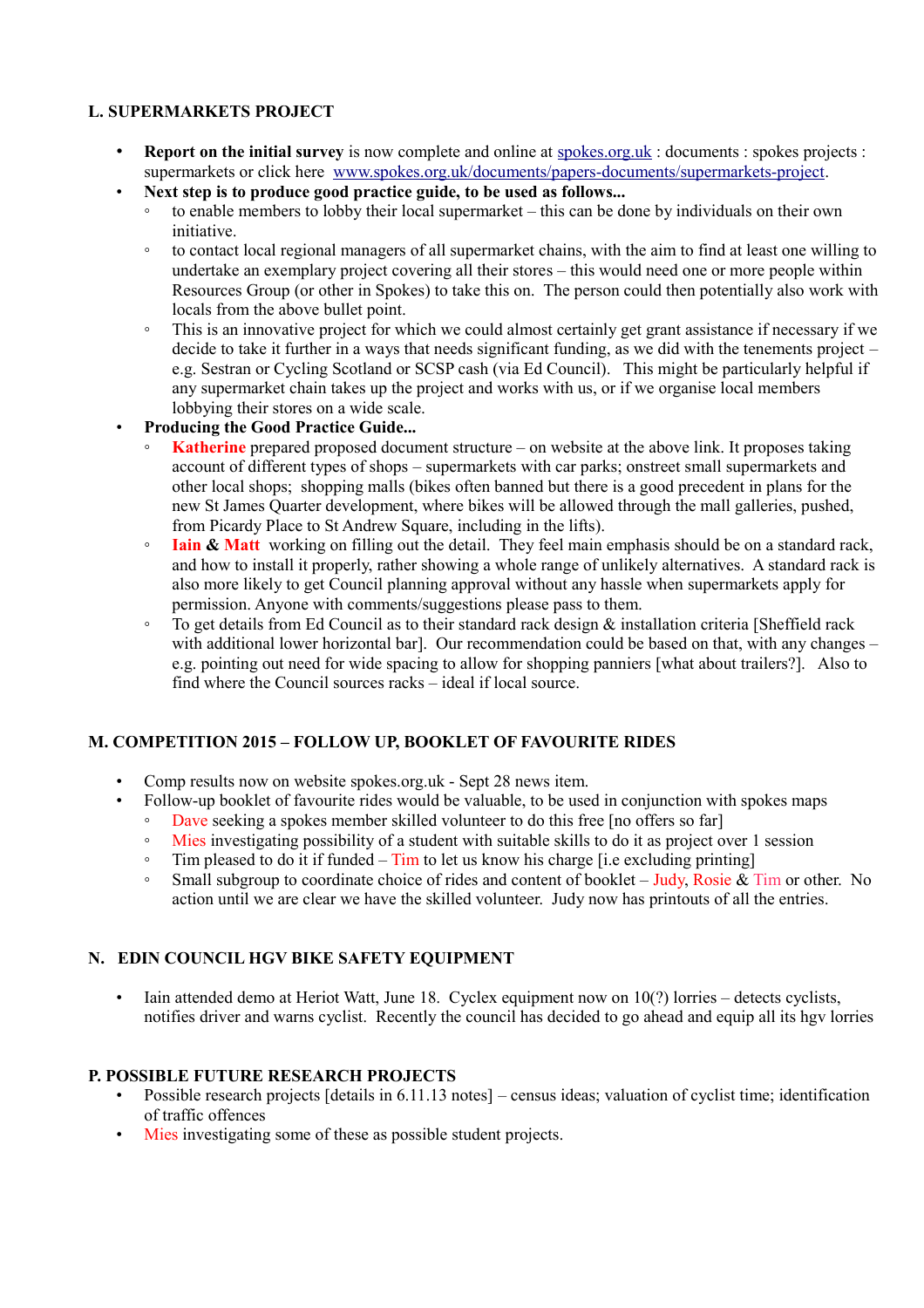## L. SUPERMARKETS PROJECT

- **Report on the initial survey** is now complete and online at spokes.org.uk : documents : spokes projects : supermarkets or click here www.spokes.org.uk/documents/papers-documents/supermarkets-project.
- **Next step is to produce good practice guide, to be used as follows...**
  - to enable members to lobby their local supermarket – this can be done by individuals on their own initiative.
  - to contact local regional managers of all supermarket chains, with the aim to find at least one willing to undertake an exemplary project covering all their stores – this would need one or more people within Resources Group (or other in Spokes) to take this on. The person could then potentially also work with locals from the above bullet point.
  - This is an innovative project for which we could almost certainly get grant assistance if necessary if we decide to take it further in a ways that needs significant funding, as we did with the tenements project – e.g. Sestran or Cycling Scotland or SCSP cash (via Ed Council). This might be particularly helpful if any supermarket chain takes up the project and works with us, or if we organise local members lobbying their stores on a wide scale.
- **Producing the Good Practice Guide...**
  - **Katherine** prepared proposed document structure – on website at the above link. It proposes taking account of different types of shops – supermarkets with car parks; onstreet small supermarkets and other local shops; shopping malls (bikes often banned but there is a good precedent in plans for the new St James Quarter development, where bikes will be allowed through the mall galleries, pushed, from Picardy Place to St Andrew Square, including in the lifts).
  - **Iain & Matt** working on filling out the detail. They feel main emphasis should be on a standard rack, and how to install it properly, rather showing a whole range of unlikely alternatives. A standard rack is also more likely to get Council planning approval without any hassle when supermarkets apply for permission. Anyone with comments/suggestions please pass to them.
  - To get details from Ed Council as to their standard rack design & installation criteria [Sheffield rack with additional lower horizontal bar]. Our recommendation could be based on that, with any changes – e.g. pointing out need for wide spacing to allow for shopping panniers [what about trailers?]. Also to find where the Council sources racks – ideal if local source.

## M. COMPETITION 2015 – FOLLOW UP, BOOKLET OF FAVOURITE RIDES

- Comp results now on website spokes.org.uk - Sept 28 news item.
- Follow-up booklet of favourite rides would be valuable, to be used in conjunction with spokes maps
  - Dave seeking a spokes member skilled volunteer to do this free [no offers so far]
  - Mies investigating possibility of a student with suitable skills to do it as project over 1 session
  - Tim pleased to do it if funded – Tim to let us know his charge [i.e excluding printing]
  - Small subgroup to coordinate choice of rides and content of booklet – Judy, Rosie & Tim or other. No action until we are clear we have the skilled volunteer. Judy now has printouts of all the entries.

## N. EDIN COUNCIL HGV BIKE SAFETY EQUIPMENT

- Iain attended demo at Heriot Watt, June 18. Cyclex equipment now on 10(?) lorries – detects cyclists, notifies driver and warns cyclist. Recently the council has decided to go ahead and equip all its hgv lorries

## P. POSSIBLE FUTURE RESEARCH PROJECTS

- Possible research projects [details in 6.11.13 notes] – census ideas; valuation of cyclist time; identification of traffic offences
- Mies investigating some of these as possible student projects.